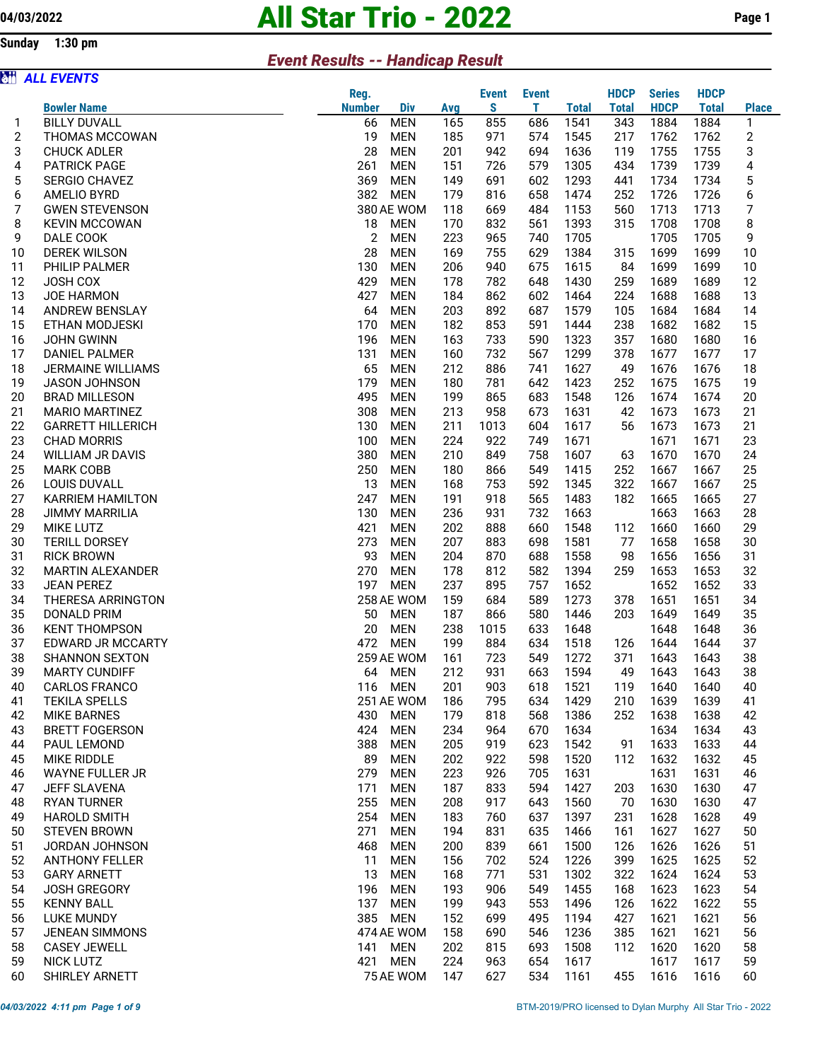04/03/2022

# All Star Trio - 2022

Sunday 1:30 pm

## Event Results -- Handicap Result

### ALL EVENTS

| | Bowler Name | Reg. Number | Div | Avg | Event S | Event T | Total | HDCP Total | Series HDCP | HDCP Total | Place |
|---|---|---|---|---|---|---|---|---|---|---|---|
| 1 | BILLY DUVALL | 66 | MEN | 165 | 855 | 686 | 1541 | 343 | 1884 | 1884 | 1 |
| 2 | THOMAS MCCOWAN | 19 | MEN | 185 | 971 | 574 | 1545 | 217 | 1762 | 1762 | 2 |
| 3 | CHUCK ADLER | 28 | MEN | 201 | 942 | 694 | 1636 | 119 | 1755 | 1755 | 3 |
| 4 | PATRICK PAGE | 261 | MEN | 151 | 726 | 579 | 1305 | 434 | 1739 | 1739 | 4 |
| 5 | SERGIO CHAVEZ | 369 | MEN | 149 | 691 | 602 | 1293 | 441 | 1734 | 1734 | 5 |
| 6 | AMELIO BYRD | 382 | MEN | 179 | 816 | 658 | 1474 | 252 | 1726 | 1726 | 6 |
| 7 | GWEN STEVENSON | 380 | AE WOM | 118 | 669 | 484 | 1153 | 560 | 1713 | 1713 | 7 |
| 8 | KEVIN MCCOWAN | 18 | MEN | 170 | 832 | 561 | 1393 | 315 | 1708 | 1708 | 8 |
| 9 | DALE COOK | 2 | MEN | 223 | 965 | 740 | 1705 | | 1705 | 1705 | 9 |
| 10 | DEREK WILSON | 28 | MEN | 169 | 755 | 629 | 1384 | 315 | 1699 | 1699 | 10 |
| 11 | PHILIP PALMER | 130 | MEN | 206 | 940 | 675 | 1615 | 84 | 1699 | 1699 | 10 |
| 12 | JOSH COX | 429 | MEN | 178 | 782 | 648 | 1430 | 259 | 1689 | 1689 | 12 |
| 13 | JOE HARMON | 427 | MEN | 184 | 862 | 602 | 1464 | 224 | 1688 | 1688 | 13 |
| 14 | ANDREW BENSLAY | 64 | MEN | 203 | 892 | 687 | 1579 | 105 | 1684 | 1684 | 14 |
| 15 | ETHAN MODJESKI | 170 | MEN | 182 | 853 | 591 | 1444 | 238 | 1682 | 1682 | 15 |
| 16 | JOHN GWINN | 196 | MEN | 163 | 733 | 590 | 1323 | 357 | 1680 | 1680 | 16 |
| 17 | DANIEL PALMER | 131 | MEN | 160 | 732 | 567 | 1299 | 378 | 1677 | 1677 | 17 |
| 18 | JERMAINE WILLIAMS | 65 | MEN | 212 | 886 | 741 | 1627 | 49 | 1676 | 1676 | 18 |
| 19 | JASON JOHNSON | 179 | MEN | 180 | 781 | 642 | 1423 | 252 | 1675 | 1675 | 19 |
| 20 | BRAD MILLESON | 495 | MEN | 199 | 865 | 683 | 1548 | 126 | 1674 | 1674 | 20 |
| 21 | MARIO MARTINEZ | 308 | MEN | 213 | 958 | 673 | 1631 | 42 | 1673 | 1673 | 21 |
| 22 | GARRETT HILLERICH | 130 | MEN | 211 | 1013 | 604 | 1617 | 56 | 1673 | 1673 | 21 |
| 23 | CHAD MORRIS | 100 | MEN | 224 | 922 | 749 | 1671 | | 1671 | 1671 | 23 |
| 24 | WILLIAM JR DAVIS | 380 | MEN | 210 | 849 | 758 | 1607 | 63 | 1670 | 1670 | 24 |
| 25 | MARK COBB | 250 | MEN | 180 | 866 | 549 | 1415 | 252 | 1667 | 1667 | 25 |
| 26 | LOUIS DUVALL | 13 | MEN | 168 | 753 | 592 | 1345 | 322 | 1667 | 1667 | 25 |
| 27 | KARRIEM HAMILTON | 247 | MEN | 191 | 918 | 565 | 1483 | 182 | 1665 | 1665 | 27 |
| 28 | JIMMY MARRILIA | 130 | MEN | 236 | 931 | 732 | 1663 | | 1663 | 1663 | 28 |
| 29 | MIKE LUTZ | 421 | MEN | 202 | 888 | 660 | 1548 | 112 | 1660 | 1660 | 29 |
| 30 | TERILL DORSEY | 273 | MEN | 207 | 883 | 698 | 1581 | 77 | 1658 | 1658 | 30 |
| 31 | RICK BROWN | 93 | MEN | 204 | 870 | 688 | 1558 | 98 | 1656 | 1656 | 31 |
| 32 | MARTIN ALEXANDER | 270 | MEN | 178 | 812 | 582 | 1394 | 259 | 1653 | 1653 | 32 |
| 33 | JEAN PEREZ | 197 | MEN | 237 | 895 | 757 | 1652 | | 1652 | 1652 | 33 |
| 34 | THERESA ARRINGTON | 258 | AE WOM | 159 | 684 | 589 | 1273 | 378 | 1651 | 1651 | 34 |
| 35 | DONALD PRIM | 50 | MEN | 187 | 866 | 580 | 1446 | 203 | 1649 | 1649 | 35 |
| 36 | KENT THOMPSON | 20 | MEN | 238 | 1015 | 633 | 1648 | | 1648 | 1648 | 36 |
| 37 | EDWARD JR MCCARTY | 472 | MEN | 199 | 884 | 634 | 1518 | 126 | 1644 | 1644 | 37 |
| 38 | SHANNON SEXTON | 259 | AE WOM | 161 | 723 | 549 | 1272 | 371 | 1643 | 1643 | 38 |
| 39 | MARTY CUNDIFF | 64 | MEN | 212 | 931 | 663 | 1594 | 49 | 1643 | 1643 | 38 |
| 40 | CARLOS FRANCO | 116 | MEN | 201 | 903 | 618 | 1521 | 119 | 1640 | 1640 | 40 |
| 41 | TEKILA SPELLS | 251 | AE WOM | 186 | 795 | 634 | 1429 | 210 | 1639 | 1639 | 41 |
| 42 | MIKE BARNES | 430 | MEN | 179 | 818 | 568 | 1386 | 252 | 1638 | 1638 | 42 |
| 43 | BRETT FOGERSON | 424 | MEN | 234 | 964 | 670 | 1634 | | 1634 | 1634 | 43 |
| 44 | PAUL LEMOND | 388 | MEN | 205 | 919 | 623 | 1542 | 91 | 1633 | 1633 | 44 |
| 45 | MIKE RIDDLE | 89 | MEN | 202 | 922 | 598 | 1520 | 112 | 1632 | 1632 | 45 |
| 46 | WAYNE FULLER JR | 279 | MEN | 223 | 926 | 705 | 1631 | | 1631 | 1631 | 46 |
| 47 | JEFF SLAVENA | 171 | MEN | 187 | 833 | 594 | 1427 | 203 | 1630 | 1630 | 47 |
| 48 | RYAN TURNER | 255 | MEN | 208 | 917 | 643 | 1560 | 70 | 1630 | 1630 | 47 |
| 49 | HAROLD SMITH | 254 | MEN | 183 | 760 | 637 | 1397 | 231 | 1628 | 1628 | 49 |
| 50 | STEVEN BROWN | 271 | MEN | 194 | 831 | 635 | 1466 | 161 | 1627 | 1627 | 50 |
| 51 | JORDAN JOHNSON | 468 | MEN | 200 | 839 | 661 | 1500 | 126 | 1626 | 1626 | 51 |
| 52 | ANTHONY FELLER | 11 | MEN | 156 | 702 | 524 | 1226 | 399 | 1625 | 1625 | 52 |
| 53 | GARY ARNETT | 13 | MEN | 168 | 771 | 531 | 1302 | 322 | 1624 | 1624 | 53 |
| 54 | JOSH GREGORY | 196 | MEN | 193 | 906 | 549 | 1455 | 168 | 1623 | 1623 | 54 |
| 55 | KENNY BALL | 137 | MEN | 199 | 943 | 553 | 1496 | 126 | 1622 | 1622 | 55 |
| 56 | LUKE MUNDY | 385 | MEN | 152 | 699 | 495 | 1194 | 427 | 1621 | 1621 | 56 |
| 57 | JENEAN SIMMONS | 474 | AE WOM | 158 | 690 | 546 | 1236 | 385 | 1621 | 1621 | 56 |
| 58 | CASEY JEWELL | 141 | MEN | 202 | 815 | 693 | 1508 | 112 | 1620 | 1620 | 58 |
| 59 | NICK LUTZ | 421 | MEN | 224 | 963 | 654 | 1617 | | 1617 | 1617 | 59 |
| 60 | SHIRLEY ARNETT | 75 | AE WOM | 147 | 627 | 534 | 1161 | 455 | 1616 | 1616 | 60 |

04/03/2022 4:11 pm

BTM-2019/PRO licensed to Dylan Murphy All Star Trio - 2022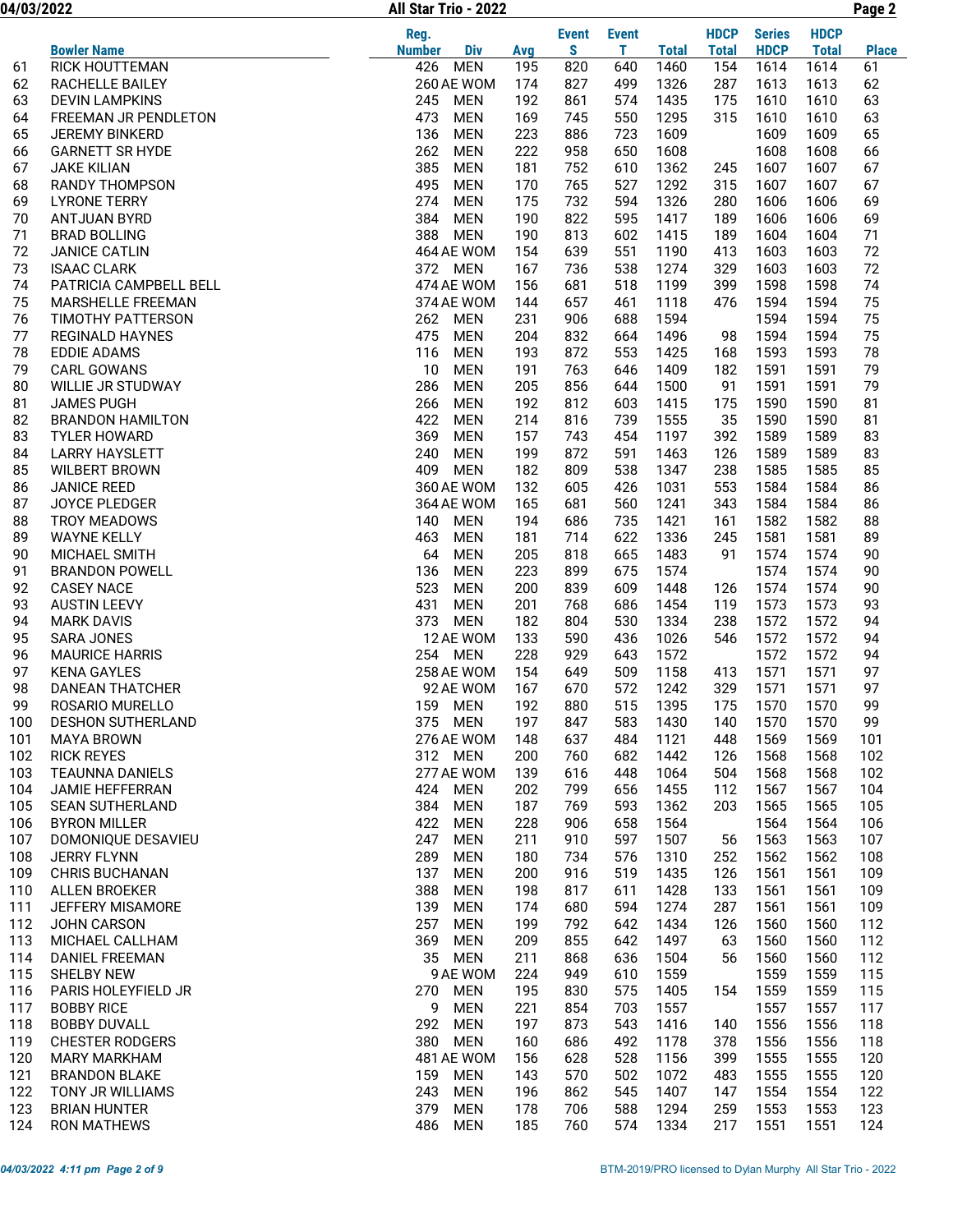| | Bowler Name | Reg. Number | Div | Avg | Event S | Event T | Total | HDCP Total | Series HDCP | HDCP Total | Place |
|---|---|---|---|---|---|---|---|---|---|---|---|
| 61 | RICK HOUTTEMAN | 426 | MEN | 195 | 820 | 640 | 1460 | 154 | 1614 | 1614 | 61 |
| 62 | RACHELLE BAILEY | 260 | AE WOM | 174 | 827 | 499 | 1326 | 287 | 1613 | 1613 | 62 |
| 63 | DEVIN LAMPKINS | 245 | MEN | 192 | 861 | 574 | 1435 | 175 | 1610 | 1610 | 63 |
| 64 | FREEMAN JR PENDLETON | 473 | MEN | 169 | 745 | 550 | 1295 | 315 | 1610 | 1610 | 63 |
| 65 | JEREMY BINKERD | 136 | MEN | 223 | 886 | 723 | 1609 | | 1609 | 1609 | 65 |
| 66 | GARNETT SR HYDE | 262 | MEN | 222 | 958 | 650 | 1608 | | 1608 | 1608 | 66 |
| 67 | JAKE KILIAN | 385 | MEN | 181 | 752 | 610 | 1362 | 245 | 1607 | 1607 | 67 |
| 68 | RANDY THOMPSON | 495 | MEN | 170 | 765 | 527 | 1292 | 315 | 1607 | 1607 | 67 |
| 69 | LYRONE TERRY | 274 | MEN | 175 | 732 | 594 | 1326 | 280 | 1606 | 1606 | 69 |
| 70 | ANTJUAN BYRD | 384 | MEN | 190 | 822 | 595 | 1417 | 189 | 1606 | 1606 | 69 |
| 71 | BRAD BOLLING | 388 | MEN | 190 | 813 | 602 | 1415 | 189 | 1604 | 1604 | 71 |
| 72 | JANICE CATLIN | 464 | AE WOM | 154 | 639 | 551 | 1190 | 413 | 1603 | 1603 | 72 |
| 73 | ISAAC CLARK | 372 | MEN | 167 | 736 | 538 | 1274 | 329 | 1603 | 1603 | 72 |
| 74 | PATRICIA CAMPBELL BELL | 474 | AE WOM | 156 | 681 | 518 | 1199 | 399 | 1598 | 1598 | 74 |
| 75 | MARSHELLE FREEMAN | 374 | AE WOM | 144 | 657 | 461 | 1118 | 476 | 1594 | 1594 | 75 |
| 76 | TIMOTHY PATTERSON | 262 | MEN | 231 | 906 | 688 | 1594 | | 1594 | 1594 | 75 |
| 77 | REGINALD HAYNES | 475 | MEN | 204 | 832 | 664 | 1496 | 98 | 1594 | 1594 | 75 |
| 78 | EDDIE ADAMS | 116 | MEN | 193 | 872 | 553 | 1425 | 168 | 1593 | 1593 | 78 |
| 79 | CARL GOWANS | 10 | MEN | 191 | 763 | 646 | 1409 | 182 | 1591 | 1591 | 79 |
| 80 | WILLIE JR STUDWAY | 286 | MEN | 205 | 856 | 644 | 1500 | 91 | 1591 | 1591 | 79 |
| 81 | JAMES PUGH | 266 | MEN | 192 | 812 | 603 | 1415 | 175 | 1590 | 1590 | 81 |
| 82 | BRANDON HAMILTON | 422 | MEN | 214 | 816 | 739 | 1555 | 35 | 1590 | 1590 | 81 |
| 83 | TYLER HOWARD | 369 | MEN | 157 | 743 | 454 | 1197 | 392 | 1589 | 1589 | 83 |
| 84 | LARRY HAYSLETT | 240 | MEN | 199 | 872 | 591 | 1463 | 126 | 1589 | 1589 | 83 |
| 85 | WILBERT BROWN | 409 | MEN | 182 | 809 | 538 | 1347 | 238 | 1585 | 1585 | 85 |
| 86 | JANICE REED | 360 | AE WOM | 132 | 605 | 426 | 1031 | 553 | 1584 | 1584 | 86 |
| 87 | JOYCE PLEDGER | 364 | AE WOM | 165 | 681 | 560 | 1241 | 343 | 1584 | 1584 | 86 |
| 88 | TROY MEADOWS | 140 | MEN | 194 | 686 | 735 | 1421 | 161 | 1582 | 1582 | 88 |
| 89 | WAYNE KELLY | 463 | MEN | 181 | 714 | 622 | 1336 | 245 | 1581 | 1581 | 89 |
| 90 | MICHAEL SMITH | 64 | MEN | 205 | 818 | 665 | 1483 | 91 | 1574 | 1574 | 90 |
| 91 | BRANDON POWELL | 136 | MEN | 223 | 899 | 675 | 1574 | | 1574 | 1574 | 90 |
| 92 | CASEY NACE | 523 | MEN | 200 | 839 | 609 | 1448 | 126 | 1574 | 1574 | 90 |
| 93 | AUSTIN LEEVY | 431 | MEN | 201 | 768 | 686 | 1454 | 119 | 1573 | 1573 | 93 |
| 94 | MARK DAVIS | 373 | MEN | 182 | 804 | 530 | 1334 | 238 | 1572 | 1572 | 94 |
| 95 | SARA JONES | 12 | AE WOM | 133 | 590 | 436 | 1026 | 546 | 1572 | 1572 | 94 |
| 96 | MAURICE HARRIS | 254 | MEN | 228 | 929 | 643 | 1572 | | 1572 | 1572 | 94 |
| 97 | KENA GAYLES | 258 | AE WOM | 154 | 649 | 509 | 1158 | 413 | 1571 | 1571 | 97 |
| 98 | DANEAN THATCHER | 92 | AE WOM | 167 | 670 | 572 | 1242 | 329 | 1571 | 1571 | 97 |
| 99 | ROSARIO MURELLO | 159 | MEN | 192 | 880 | 515 | 1395 | 175 | 1570 | 1570 | 99 |
| 100 | DESHON SUTHERLAND | 375 | MEN | 197 | 847 | 583 | 1430 | 140 | 1570 | 1570 | 99 |
| 101 | MAYA BROWN | 276 | AE WOM | 148 | 637 | 484 | 1121 | 448 | 1569 | 1569 | 101 |
| 102 | RICK REYES | 312 | MEN | 200 | 760 | 682 | 1442 | 126 | 1568 | 1568 | 102 |
| 103 | TEAUNNA DANIELS | 277 | AE WOM | 139 | 616 | 448 | 1064 | 504 | 1568 | 1568 | 102 |
| 104 | JAMIE HEFFERRAN | 424 | MEN | 202 | 799 | 656 | 1455 | 112 | 1567 | 1567 | 104 |
| 105 | SEAN SUTHERLAND | 384 | MEN | 187 | 769 | 593 | 1362 | 203 | 1565 | 1565 | 105 |
| 106 | BYRON MILLER | 422 | MEN | 228 | 906 | 658 | 1564 | | 1564 | 1564 | 106 |
| 107 | DOMONIQUE DESAVIEU | 247 | MEN | 211 | 910 | 597 | 1507 | 56 | 1563 | 1563 | 107 |
| 108 | JERRY FLYNN | 289 | MEN | 180 | 734 | 576 | 1310 | 252 | 1562 | 1562 | 108 |
| 109 | CHRIS BUCHANAN | 137 | MEN | 200 | 916 | 519 | 1435 | 126 | 1561 | 1561 | 109 |
| 110 | ALLEN BROEKER | 388 | MEN | 198 | 817 | 611 | 1428 | 133 | 1561 | 1561 | 109 |
| 111 | JEFFERY MISAMORE | 139 | MEN | 174 | 680 | 594 | 1274 | 287 | 1561 | 1561 | 109 |
| 112 | JOHN CARSON | 257 | MEN | 199 | 792 | 642 | 1434 | 126 | 1560 | 1560 | 112 |
| 113 | MICHAEL CALLHAM | 369 | MEN | 209 | 855 | 642 | 1497 | 63 | 1560 | 1560 | 112 |
| 114 | DANIEL FREEMAN | 35 | MEN | 211 | 868 | 636 | 1504 | 56 | 1560 | 1560 | 112 |
| 115 | SHELBY NEW | 9 | AE WOM | 224 | 949 | 610 | 1559 | | 1559 | 1559 | 115 |
| 116 | PARIS HOLEYFIELD JR | 270 | MEN | 195 | 830 | 575 | 1405 | 154 | 1559 | 1559 | 115 |
| 117 | BOBBY RICE | 9 | MEN | 221 | 854 | 703 | 1557 | | 1557 | 1557 | 117 |
| 118 | BOBBY DUVALL | 292 | MEN | 197 | 873 | 543 | 1416 | 140 | 1556 | 1556 | 118 |
| 119 | CHESTER RODGERS | 380 | MEN | 160 | 686 | 492 | 1178 | 378 | 1556 | 1556 | 118 |
| 120 | MARY MARKHAM | 481 | AE WOM | 156 | 628 | 528 | 1156 | 399 | 1555 | 1555 | 120 |
| 121 | BRANDON BLAKE | 159 | MEN | 143 | 570 | 502 | 1072 | 483 | 1555 | 1555 | 120 |
| 122 | TONY JR WILLIAMS | 243 | MEN | 196 | 862 | 545 | 1407 | 147 | 1554 | 1554 | 122 |
| 123 | BRIAN HUNTER | 379 | MEN | 178 | 706 | 588 | 1294 | 259 | 1553 | 1553 | 123 |
| 124 | RON MATHEWS | 486 | MEN | 185 | 760 | 574 | 1334 | 217 | 1551 | 1551 | 124 |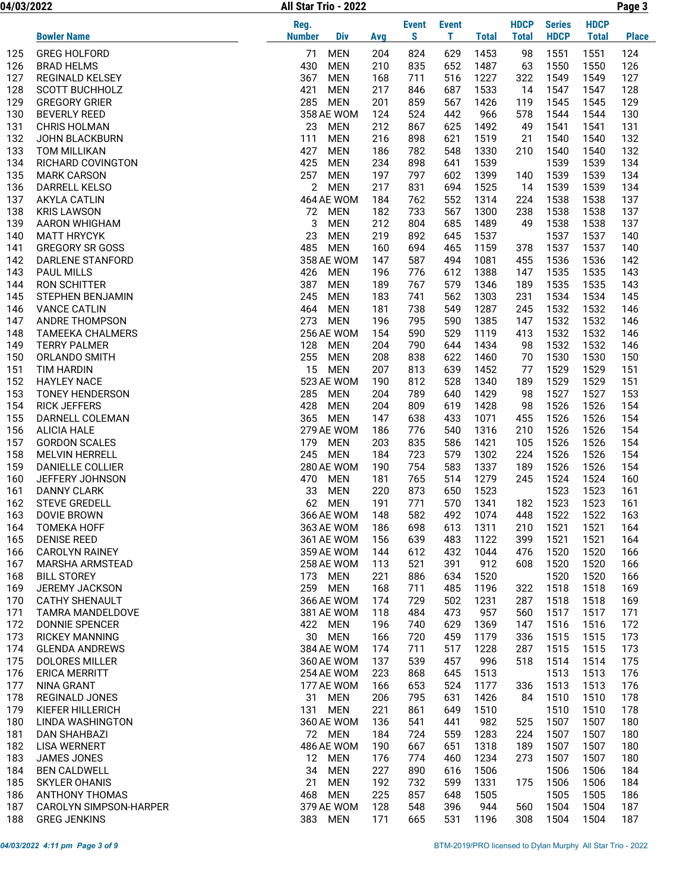| | Bowler Name | Reg. Number | Div | Avg | Event S | Event T | Total | HDCP Total | Series HDCP | HDCP Total | Place |
|---|---|---|---|---|---|---|---|---|---|---|---|
| 125 | GREG HOLFORD | 71 | MEN | 204 | 824 | 629 | 1453 | 98 | 1551 | 1551 | 124 |
| 126 | BRAD HELMS | 430 | MEN | 210 | 835 | 652 | 1487 | 63 | 1550 | 1550 | 126 |
| 127 | REGINALD KELSEY | 367 | MEN | 168 | 711 | 516 | 1227 | 322 | 1549 | 1549 | 127 |
| 128 | SCOTT BUCHHOLZ | 421 | MEN | 217 | 846 | 687 | 1533 | 14 | 1547 | 1547 | 128 |
| 129 | GREGORY GRIER | 285 | MEN | 201 | 859 | 567 | 1426 | 119 | 1545 | 1545 | 129 |
| 130 | BEVERLY REED | 358 | AE WOM | 124 | 524 | 442 | 966 | 578 | 1544 | 1544 | 130 |
| 131 | CHRIS HOLMAN | 23 | MEN | 212 | 867 | 625 | 1492 | 49 | 1541 | 1541 | 131 |
| 132 | JOHN BLACKBURN | 111 | MEN | 216 | 898 | 621 | 1519 | 21 | 1540 | 1540 | 132 |
| 133 | TOM MILLIKAN | 427 | MEN | 186 | 782 | 548 | 1330 | 210 | 1540 | 1540 | 132 |
| 134 | RICHARD COVINGTON | 425 | MEN | 234 | 898 | 641 | 1539 | | 1539 | 1539 | 134 |
| 135 | MARK CARSON | 257 | MEN | 197 | 797 | 602 | 1399 | 140 | 1539 | 1539 | 134 |
| 136 | DARRELL KELSO | 2 | MEN | 217 | 831 | 694 | 1525 | 14 | 1539 | 1539 | 134 |
| 137 | AKYLA CATLIN | 464 | AE WOM | 184 | 762 | 552 | 1314 | 224 | 1538 | 1538 | 137 |
| 138 | KRIS LAWSON | 72 | MEN | 182 | 733 | 567 | 1300 | 238 | 1538 | 1538 | 137 |
| 139 | AARON WHIGHAM | 3 | MEN | 212 | 804 | 685 | 1489 | 49 | 1538 | 1538 | 137 |
| 140 | MATT HRYCYK | 23 | MEN | 219 | 892 | 645 | 1537 | | 1537 | 1537 | 140 |
| 141 | GREGORY SR GOSS | 485 | MEN | 160 | 694 | 465 | 1159 | 378 | 1537 | 1537 | 140 |
| 142 | DARLENE STANFORD | 358 | AE WOM | 147 | 587 | 494 | 1081 | 455 | 1536 | 1536 | 142 |
| 143 | PAUL MILLS | 426 | MEN | 196 | 776 | 612 | 1388 | 147 | 1535 | 1535 | 143 |
| 144 | RON SCHITTER | 387 | MEN | 189 | 767 | 579 | 1346 | 189 | 1535 | 1535 | 143 |
| 145 | STEPHEN BENJAMIN | 245 | MEN | 183 | 741 | 562 | 1303 | 231 | 1534 | 1534 | 145 |
| 146 | VANCE CATLIN | 464 | MEN | 181 | 738 | 549 | 1287 | 245 | 1532 | 1532 | 146 |
| 147 | ANDRE THOMPSON | 273 | MEN | 196 | 795 | 590 | 1385 | 147 | 1532 | 1532 | 146 |
| 148 | TAMEEKA CHALMERS | 256 | AE WOM | 154 | 590 | 529 | 1119 | 413 | 1532 | 1532 | 146 |
| 149 | TERRY PALMER | 128 | MEN | 204 | 790 | 644 | 1434 | 98 | 1532 | 1532 | 146 |
| 150 | ORLANDO SMITH | 255 | MEN | 208 | 838 | 622 | 1460 | 70 | 1530 | 1530 | 150 |
| 151 | TIM HARDIN | 15 | MEN | 207 | 813 | 639 | 1452 | 77 | 1529 | 1529 | 151 |
| 152 | HAYLEY NACE | 523 | AE WOM | 190 | 812 | 528 | 1340 | 189 | 1529 | 1529 | 151 |
| 153 | TONEY HENDERSON | 285 | MEN | 204 | 789 | 640 | 1429 | 98 | 1527 | 1527 | 153 |
| 154 | RICK JEFFERS | 428 | MEN | 204 | 809 | 619 | 1428 | 98 | 1526 | 1526 | 154 |
| 155 | DARNELL COLEMAN | 365 | MEN | 147 | 638 | 433 | 1071 | 455 | 1526 | 1526 | 154 |
| 156 | ALICIA HALE | 279 | AE WOM | 186 | 776 | 540 | 1316 | 210 | 1526 | 1526 | 154 |
| 157 | GORDON SCALES | 179 | MEN | 203 | 835 | 586 | 1421 | 105 | 1526 | 1526 | 154 |
| 158 | MELVIN HERRELL | 245 | MEN | 184 | 723 | 579 | 1302 | 224 | 1526 | 1526 | 154 |
| 159 | DANIELLE COLLIER | 280 | AE WOM | 190 | 754 | 583 | 1337 | 189 | 1526 | 1526 | 154 |
| 160 | JEFFERY JOHNSON | 470 | MEN | 181 | 765 | 514 | 1279 | 245 | 1524 | 1524 | 160 |
| 161 | DANNY CLARK | 33 | MEN | 220 | 873 | 650 | 1523 | | 1523 | 1523 | 161 |
| 162 | STEVE GREDELL | 62 | MEN | 191 | 771 | 570 | 1341 | 182 | 1523 | 1523 | 161 |
| 163 | DOVIE BROWN | 366 | AE WOM | 148 | 582 | 492 | 1074 | 448 | 1522 | 1522 | 163 |
| 164 | TOMEKA HOFF | 363 | AE WOM | 186 | 698 | 613 | 1311 | 210 | 1521 | 1521 | 164 |
| 165 | DENISE REED | 361 | AE WOM | 156 | 639 | 483 | 1122 | 399 | 1521 | 1521 | 164 |
| 166 | CAROLYN RAINEY | 359 | AE WOM | 144 | 612 | 432 | 1044 | 476 | 1520 | 1520 | 166 |
| 167 | MARSHA ARMSTEAD | 258 | AE WOM | 113 | 521 | 391 | 912 | 608 | 1520 | 1520 | 166 |
| 168 | BILL STOREY | 173 | MEN | 221 | 886 | 634 | 1520 | | 1520 | 1520 | 166 |
| 169 | JEREMY JACKSON | 259 | MEN | 168 | 711 | 485 | 1196 | 322 | 1518 | 1518 | 169 |
| 170 | CATHY SHENAULT | 366 | AE WOM | 174 | 729 | 502 | 1231 | 287 | 1518 | 1518 | 169 |
| 171 | TAMRA MANDELDOVE | 381 | AE WOM | 118 | 484 | 473 | 957 | 560 | 1517 | 1517 | 171 |
| 172 | DONNIE SPENCER | 422 | MEN | 196 | 740 | 629 | 1369 | 147 | 1516 | 1516 | 172 |
| 173 | RICKEY MANNING | 30 | MEN | 166 | 720 | 459 | 1179 | 336 | 1515 | 1515 | 173 |
| 174 | GLENDA ANDREWS | 384 | AE WOM | 174 | 711 | 517 | 1228 | 287 | 1515 | 1515 | 173 |
| 175 | DOLORES MILLER | 360 | AE WOM | 137 | 539 | 457 | 996 | 518 | 1514 | 1514 | 175 |
| 176 | ERICA MERRITT | 254 | AE WOM | 223 | 868 | 645 | 1513 | | 1513 | 1513 | 176 |
| 177 | NINA GRANT | 177 | AE WOM | 166 | 653 | 524 | 1177 | 336 | 1513 | 1513 | 176 |
| 178 | REGINALD JONES | 31 | MEN | 206 | 795 | 631 | 1426 | 84 | 1510 | 1510 | 178 |
| 179 | KIEFER HILLERICH | 131 | MEN | 221 | 861 | 649 | 1510 | | 1510 | 1510 | 178 |
| 180 | LINDA WASHINGTON | 360 | AE WOM | 136 | 541 | 441 | 982 | 525 | 1507 | 1507 | 180 |
| 181 | DAN SHAHBAZI | 72 | MEN | 184 | 724 | 559 | 1283 | 224 | 1507 | 1507 | 180 |
| 182 | LISA WERNERT | 486 | AE WOM | 190 | 667 | 651 | 1318 | 189 | 1507 | 1507 | 180 |
| 183 | JAMES JONES | 12 | MEN | 176 | 774 | 460 | 1234 | 273 | 1507 | 1507 | 180 |
| 184 | BEN CALDWELL | 34 | MEN | 227 | 890 | 616 | 1506 | | 1506 | 1506 | 184 |
| 185 | SKYLER OHANIS | 21 | MEN | 192 | 732 | 599 | 1331 | 175 | 1506 | 1506 | 184 |
| 186 | ANTHONY THOMAS | 468 | MEN | 225 | 857 | 648 | 1505 | | 1505 | 1505 | 186 |
| 187 | CAROLYN SIMPSON-HARPER | 379 | AE WOM | 128 | 548 | 396 | 944 | 560 | 1504 | 1504 | 187 |
| 188 | GREG JENKINS | 383 | MEN | 171 | 665 | 531 | 1196 | 308 | 1504 | 1504 | 187 |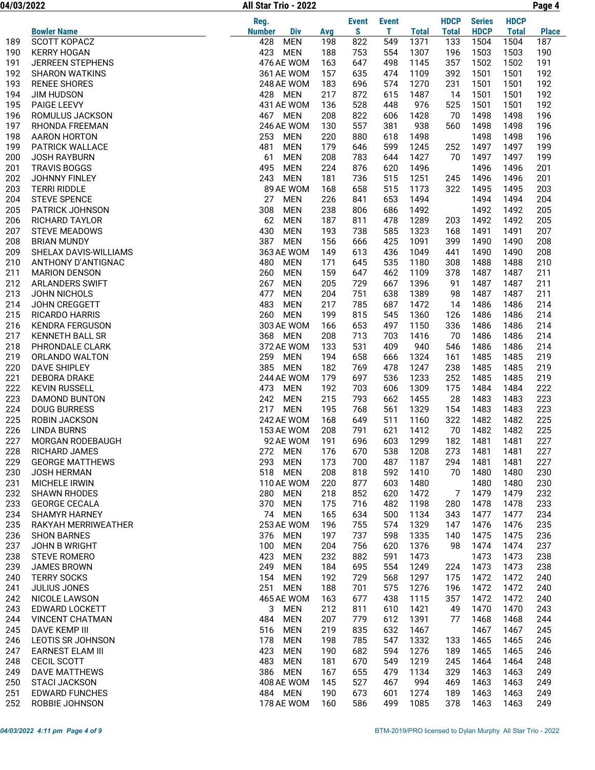04/03/2022 All Star Trio - 2022

| | Bowler Name | Reg. Number | Div | Avg | Event S | Event T | Total | HDCP Total | Series HDCP | HDCP Total | Place |
|---|---|---|---|---|---|---|---|---|---|---|---|
| 189 | SCOTT KOPACZ | 428 | MEN | 198 | 822 | 549 | 1371 | 133 | 1504 | 1504 | 187 |
| 190 | KERRY HOGAN | 423 | MEN | 188 | 753 | 554 | 1307 | 196 | 1503 | 1503 | 190 |
| 191 | JERREEN STEPHENS | 476 | AE WOM | 163 | 647 | 498 | 1145 | 357 | 1502 | 1502 | 191 |
| 192 | SHARON WATKINS | 361 | AE WOM | 157 | 635 | 474 | 1109 | 392 | 1501 | 1501 | 192 |
| 193 | RENEE SHORES | 248 | AE WOM | 183 | 696 | 574 | 1270 | 231 | 1501 | 1501 | 192 |
| 194 | JIM HUDSON | 428 | MEN | 217 | 872 | 615 | 1487 | 14 | 1501 | 1501 | 192 |
| 195 | PAIGE LEEVY | 431 | AE WOM | 136 | 528 | 448 | 976 | 525 | 1501 | 1501 | 192 |
| 196 | ROMULUS JACKSON | 467 | MEN | 208 | 822 | 606 | 1428 | 70 | 1498 | 1498 | 196 |
| 197 | RHONDA FREEMAN | 246 | AE WOM | 130 | 557 | 381 | 938 | 560 | 1498 | 1498 | 196 |
| 198 | AARON HORTON | 253 | MEN | 220 | 880 | 618 | 1498 | | 1498 | 1498 | 196 |
| 199 | PATRICK WALLACE | 481 | MEN | 179 | 646 | 599 | 1245 | 252 | 1497 | 1497 | 199 |
| 200 | JOSH RAYBURN | 61 | MEN | 208 | 783 | 644 | 1427 | 70 | 1497 | 1497 | 199 |
| 201 | TRAVIS BOGGS | 495 | MEN | 224 | 876 | 620 | 1496 | | 1496 | 1496 | 201 |
| 202 | JOHNNY FINLEY | 243 | MEN | 181 | 736 | 515 | 1251 | 245 | 1496 | 1496 | 201 |
| 203 | TERRI RIDDLE | 89 | AE WOM | 168 | 658 | 515 | 1173 | 322 | 1495 | 1495 | 203 |
| 204 | STEVE SPENCE | 27 | MEN | 226 | 841 | 653 | 1494 | | 1494 | 1494 | 204 |
| 205 | PATRICK JOHNSON | 308 | MEN | 238 | 806 | 686 | 1492 | | 1492 | 1492 | 205 |
| 206 | RICHARD TAYLOR | 62 | MEN | 187 | 811 | 478 | 1289 | 203 | 1492 | 1492 | 205 |
| 207 | STEVE MEADOWS | 430 | MEN | 193 | 738 | 585 | 1323 | 168 | 1491 | 1491 | 207 |
| 208 | BRIAN MUNDY | 387 | MEN | 156 | 666 | 425 | 1091 | 399 | 1490 | 1490 | 208 |
| 209 | SHELAX DAVIS-WILLIAMS | 363 | AE WOM | 149 | 613 | 436 | 1049 | 441 | 1490 | 1490 | 208 |
| 210 | ANTHONY D'ANTIGNAC | 480 | MEN | 171 | 645 | 535 | 1180 | 308 | 1488 | 1488 | 210 |
| 211 | MARION DENSON | 260 | MEN | 159 | 647 | 462 | 1109 | 378 | 1487 | 1487 | 211 |
| 212 | ARLANDERS SWIFT | 267 | MEN | 205 | 729 | 667 | 1396 | 91 | 1487 | 1487 | 211 |
| 213 | JOHN NICHOLS | 477 | MEN | 204 | 751 | 638 | 1389 | 98 | 1487 | 1487 | 211 |
| 214 | JOHN CREGGETT | 483 | MEN | 217 | 785 | 687 | 1472 | 14 | 1486 | 1486 | 214 |
| 215 | RICARDO HARRIS | 260 | MEN | 199 | 815 | 545 | 1360 | 126 | 1486 | 1486 | 214 |
| 216 | KENDRA FERGUSON | 303 | AE WOM | 166 | 653 | 497 | 1150 | 336 | 1486 | 1486 | 214 |
| 217 | KENNETH BALL SR | 368 | MEN | 208 | 713 | 703 | 1416 | 70 | 1486 | 1486 | 214 |
| 218 | PHRONDALE CLARK | 372 | AE WOM | 133 | 531 | 409 | 940 | 546 | 1486 | 1486 | 214 |
| 219 | ORLANDO WALTON | 259 | MEN | 194 | 658 | 666 | 1324 | 161 | 1485 | 1485 | 219 |
| 220 | DAVE SHIPLEY | 385 | MEN | 182 | 769 | 478 | 1247 | 238 | 1485 | 1485 | 219 |
| 221 | DEBORA DRAKE | 244 | AE WOM | 179 | 697 | 536 | 1233 | 252 | 1485 | 1485 | 219 |
| 222 | KEVIN RUSSELL | 473 | MEN | 192 | 703 | 606 | 1309 | 175 | 1484 | 1484 | 222 |
| 223 | DAMOND BUNTON | 242 | MEN | 215 | 793 | 662 | 1455 | 28 | 1483 | 1483 | 223 |
| 224 | DOUG BURRESS | 217 | MEN | 195 | 768 | 561 | 1329 | 154 | 1483 | 1483 | 223 |
| 225 | ROBIN JACKSON | 242 | AE WOM | 168 | 649 | 511 | 1160 | 322 | 1482 | 1482 | 225 |
| 226 | LINDA BURNS | 153 | AE WOM | 208 | 791 | 621 | 1412 | 70 | 1482 | 1482 | 225 |
| 227 | MORGAN RODEBAUGH | 92 | AE WOM | 191 | 696 | 603 | 1299 | 182 | 1481 | 1481 | 227 |
| 228 | RICHARD JAMES | 272 | MEN | 176 | 670 | 538 | 1208 | 273 | 1481 | 1481 | 227 |
| 229 | GEORGE MATTHEWS | 293 | MEN | 173 | 700 | 487 | 1187 | 294 | 1481 | 1481 | 227 |
| 230 | JOSH HERMAN | 518 | MEN | 208 | 818 | 592 | 1410 | 70 | 1480 | 1480 | 230 |
| 231 | MICHELE IRWIN | 110 | AE WOM | 220 | 877 | 603 | 1480 | | 1480 | 1480 | 230 |
| 232 | SHAWN RHODES | 280 | MEN | 218 | 852 | 620 | 1472 | 7 | 1479 | 1479 | 232 |
| 233 | GEORGE CECALA | 370 | MEN | 175 | 716 | 482 | 1198 | 280 | 1478 | 1478 | 233 |
| 234 | SHAMYR HARNEY | 74 | MEN | 165 | 634 | 500 | 1134 | 343 | 1477 | 1477 | 234 |
| 235 | RAKYAH MERRIWEATHER | 253 | AE WOM | 196 | 755 | 574 | 1329 | 147 | 1476 | 1476 | 235 |
| 236 | SHON BARNES | 376 | MEN | 197 | 737 | 598 | 1335 | 140 | 1475 | 1475 | 236 |
| 237 | JOHN B WRIGHT | 100 | MEN | 204 | 756 | 620 | 1376 | 98 | 1474 | 1474 | 237 |
| 238 | STEVE ROMERO | 423 | MEN | 232 | 882 | 591 | 1473 | | 1473 | 1473 | 238 |
| 239 | JAMES BROWN | 249 | MEN | 184 | 695 | 554 | 1249 | 224 | 1473 | 1473 | 238 |
| 240 | TERRY SOCKS | 154 | MEN | 192 | 729 | 568 | 1297 | 175 | 1472 | 1472 | 240 |
| 241 | JULIUS JONES | 251 | MEN | 188 | 701 | 575 | 1276 | 196 | 1472 | 1472 | 240 |
| 242 | NICOLE LAWSON | 465 | AE WOM | 163 | 677 | 438 | 1115 | 357 | 1472 | 1472 | 240 |
| 243 | EDWARD LOCKETT | 3 | MEN | 212 | 811 | 610 | 1421 | 49 | 1470 | 1470 | 243 |
| 244 | VINCENT CHATMAN | 484 | MEN | 207 | 779 | 612 | 1391 | 77 | 1468 | 1468 | 244 |
| 245 | DAVE KEMP III | 516 | MEN | 219 | 835 | 632 | 1467 | | 1467 | 1467 | 245 |
| 246 | LEOTIS SR JOHNSON | 178 | MEN | 198 | 785 | 547 | 1332 | 133 | 1465 | 1465 | 246 |
| 247 | EARNEST ELAM III | 423 | MEN | 190 | 682 | 594 | 1276 | 189 | 1465 | 1465 | 246 |
| 248 | CECIL SCOTT | 483 | MEN | 181 | 670 | 549 | 1219 | 245 | 1464 | 1464 | 248 |
| 249 | DAVE MATTHEWS | 386 | MEN | 167 | 655 | 479 | 1134 | 329 | 1463 | 1463 | 249 |
| 250 | STACI JACKSON | 408 | AE WOM | 145 | 527 | 467 | 994 | 469 | 1463 | 1463 | 249 |
| 251 | EDWARD FUNCHES | 484 | MEN | 190 | 673 | 601 | 1274 | 189 | 1463 | 1463 | 249 |
| 252 | ROBBIE JOHNSON | 178 | AE WOM | 160 | 586 | 499 | 1085 | 378 | 1463 | 1463 | 249 |

*04/03/2022 4:11 pm*

BTM-2019/PRO licensed to Dylan Murphy All Star Trio - 2022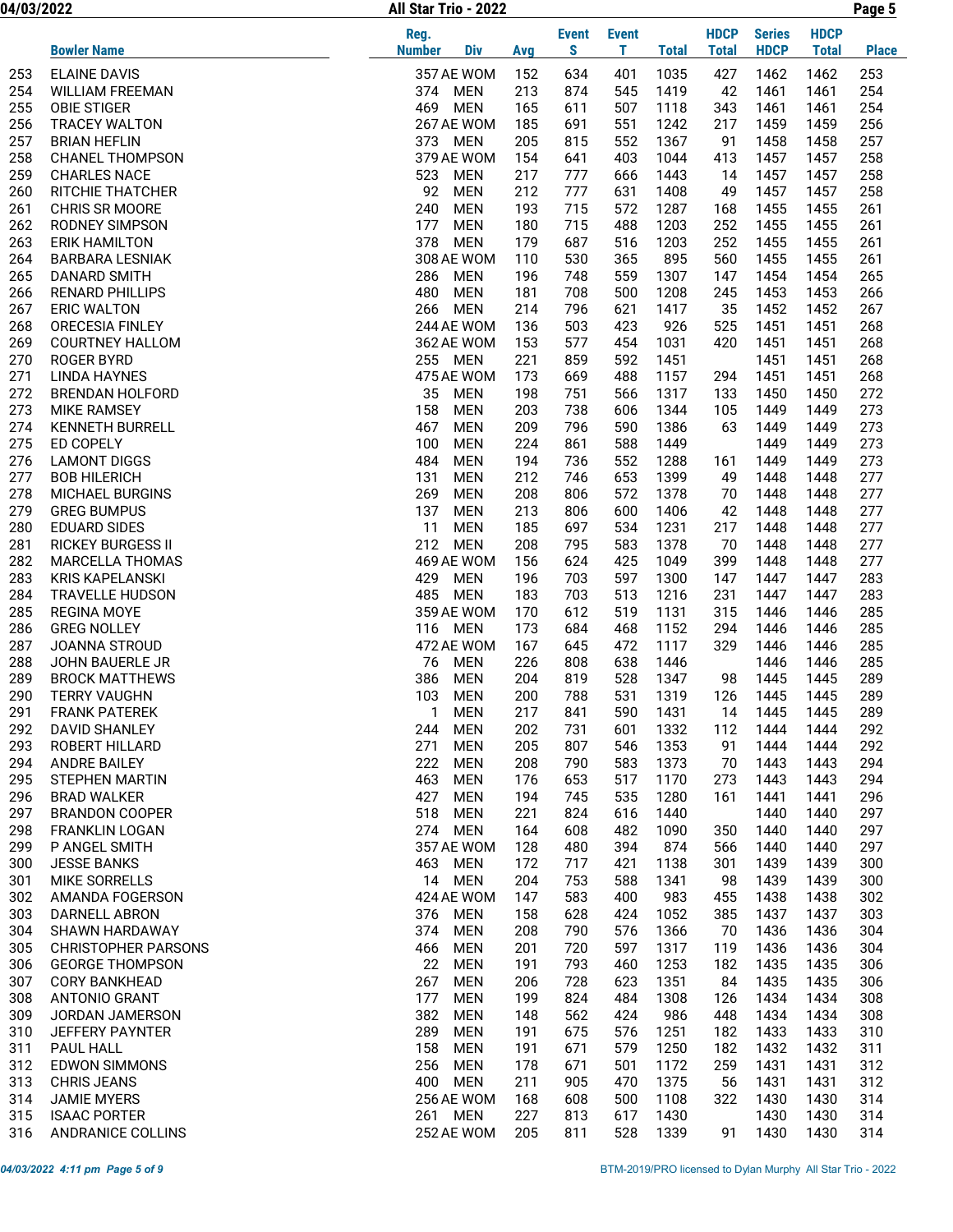| | Bowler Name | Reg. Number | Div | Avg | Event S | Event T | Total | HDCP Total | Series HDCP | HDCP Total | Place |
|---|---|---|---|---|---|---|---|---|---|---|---|
| 253 | ELAINE DAVIS | 357 | AE WOM | 152 | 634 | 401 | 1035 | 427 | 1462 | 1462 | 253 |
| 254 | WILLIAM FREEMAN | 374 | MEN | 213 | 874 | 545 | 1419 | 42 | 1461 | 1461 | 254 |
| 255 | OBIE STIGER | 469 | MEN | 165 | 611 | 507 | 1118 | 343 | 1461 | 1461 | 254 |
| 256 | TRACEY WALTON | 267 | AE WOM | 185 | 691 | 551 | 1242 | 217 | 1459 | 1459 | 256 |
| 257 | BRIAN HEFLIN | 373 | MEN | 205 | 815 | 552 | 1367 | 91 | 1458 | 1458 | 257 |
| 258 | CHANEL THOMPSON | 379 | AE WOM | 154 | 641 | 403 | 1044 | 413 | 1457 | 1457 | 258 |
| 259 | CHARLES NACE | 523 | MEN | 217 | 777 | 666 | 1443 | 14 | 1457 | 1457 | 258 |
| 260 | RITCHIE THATCHER | 92 | MEN | 212 | 777 | 631 | 1408 | 49 | 1457 | 1457 | 258 |
| 261 | CHRIS SR MOORE | 240 | MEN | 193 | 715 | 572 | 1287 | 168 | 1455 | 1455 | 261 |
| 262 | RODNEY SIMPSON | 177 | MEN | 180 | 715 | 488 | 1203 | 252 | 1455 | 1455 | 261 |
| 263 | ERIK HAMILTON | 378 | MEN | 179 | 687 | 516 | 1203 | 252 | 1455 | 1455 | 261 |
| 264 | BARBARA LESNIAK | 308 | AE WOM | 110 | 530 | 365 | 895 | 560 | 1455 | 1455 | 261 |
| 265 | DANARD SMITH | 286 | MEN | 196 | 748 | 559 | 1307 | 147 | 1454 | 1454 | 265 |
| 266 | RENARD PHILLIPS | 480 | MEN | 181 | 708 | 500 | 1208 | 245 | 1453 | 1453 | 266 |
| 267 | ERIC WALTON | 266 | MEN | 214 | 796 | 621 | 1417 | 35 | 1452 | 1452 | 267 |
| 268 | ORECESIA FINLEY | 244 | AE WOM | 136 | 503 | 423 | 926 | 525 | 1451 | 1451 | 268 |
| 269 | COURTNEY HALLOM | 362 | AE WOM | 153 | 577 | 454 | 1031 | 420 | 1451 | 1451 | 268 |
| 270 | ROGER BYRD | 255 | MEN | 221 | 859 | 592 | 1451 | | 1451 | 1451 | 268 |
| 271 | LINDA HAYNES | 475 | AE WOM | 173 | 669 | 488 | 1157 | 294 | 1451 | 1451 | 268 |
| 272 | BRENDAN HOLFORD | 35 | MEN | 198 | 751 | 566 | 1317 | 133 | 1450 | 1450 | 272 |
| 273 | MIKE RAMSEY | 158 | MEN | 203 | 738 | 606 | 1344 | 105 | 1449 | 1449 | 273 |
| 274 | KENNETH BURRELL | 467 | MEN | 209 | 796 | 590 | 1386 | 63 | 1449 | 1449 | 273 |
| 275 | ED COPELY | 100 | MEN | 224 | 861 | 588 | 1449 | | 1449 | 1449 | 273 |
| 276 | LAMONT DIGGS | 484 | MEN | 194 | 736 | 552 | 1288 | 161 | 1449 | 1449 | 273 |
| 277 | BOB HILERICH | 131 | MEN | 212 | 746 | 653 | 1399 | 49 | 1448 | 1448 | 277 |
| 278 | MICHAEL BURGINS | 269 | MEN | 208 | 806 | 572 | 1378 | 70 | 1448 | 1448 | 277 |
| 279 | GREG BUMPUS | 137 | MEN | 213 | 806 | 600 | 1406 | 42 | 1448 | 1448 | 277 |
| 280 | EDUARD SIDES | 11 | MEN | 185 | 697 | 534 | 1231 | 217 | 1448 | 1448 | 277 |
| 281 | RICKEY BURGESS II | 212 | MEN | 208 | 795 | 583 | 1378 | 70 | 1448 | 1448 | 277 |
| 282 | MARCELLA THOMAS | 469 | AE WOM | 156 | 624 | 425 | 1049 | 399 | 1448 | 1448 | 277 |
| 283 | KRIS KAPELANSKI | 429 | MEN | 196 | 703 | 597 | 1300 | 147 | 1447 | 1447 | 283 |
| 284 | TRAVELLE HUDSON | 485 | MEN | 183 | 703 | 513 | 1216 | 231 | 1447 | 1447 | 283 |
| 285 | REGINA MOYE | 359 | AE WOM | 170 | 612 | 519 | 1131 | 315 | 1446 | 1446 | 285 |
| 286 | GREG NOLLEY | 116 | MEN | 173 | 684 | 468 | 1152 | 294 | 1446 | 1446 | 285 |
| 287 | JOANNA STROUD | 472 | AE WOM | 167 | 645 | 472 | 1117 | 329 | 1446 | 1446 | 285 |
| 288 | JOHN BAUERLE JR | 76 | MEN | 226 | 808 | 638 | 1446 | | 1446 | 1446 | 285 |
| 289 | BROCK MATTHEWS | 386 | MEN | 204 | 819 | 528 | 1347 | 98 | 1445 | 1445 | 289 |
| 290 | TERRY VAUGHN | 103 | MEN | 200 | 788 | 531 | 1319 | 126 | 1445 | 1445 | 289 |
| 291 | FRANK PATEREK | 1 | MEN | 217 | 841 | 590 | 1431 | 14 | 1445 | 1445 | 289 |
| 292 | DAVID SHANLEY | 244 | MEN | 202 | 731 | 601 | 1332 | 112 | 1444 | 1444 | 292 |
| 293 | ROBERT HILLARD | 271 | MEN | 205 | 807 | 546 | 1353 | 91 | 1444 | 1444 | 292 |
| 294 | ANDRE BAILEY | 222 | MEN | 208 | 790 | 583 | 1373 | 70 | 1443 | 1443 | 294 |
| 295 | STEPHEN MARTIN | 463 | MEN | 176 | 653 | 517 | 1170 | 273 | 1443 | 1443 | 294 |
| 296 | BRAD WALKER | 427 | MEN | 194 | 745 | 535 | 1280 | 161 | 1441 | 1441 | 296 |
| 297 | BRANDON COOPER | 518 | MEN | 221 | 824 | 616 | 1440 | | 1440 | 1440 | 297 |
| 298 | FRANKLIN LOGAN | 274 | MEN | 164 | 608 | 482 | 1090 | 350 | 1440 | 1440 | 297 |
| 299 | P ANGEL SMITH | 357 | AE WOM | 128 | 480 | 394 | 874 | 566 | 1440 | 1440 | 297 |
| 300 | JESSE BANKS | 463 | MEN | 172 | 717 | 421 | 1138 | 301 | 1439 | 1439 | 300 |
| 301 | MIKE SORRELLS | 14 | MEN | 204 | 753 | 588 | 1341 | 98 | 1439 | 1439 | 300 |
| 302 | AMANDA FOGERSON | 424 | AE WOM | 147 | 583 | 400 | 983 | 455 | 1438 | 1438 | 302 |
| 303 | DARNELL ABRON | 376 | MEN | 158 | 628 | 424 | 1052 | 385 | 1437 | 1437 | 303 |
| 304 | SHAWN HARDAWAY | 374 | MEN | 208 | 790 | 576 | 1366 | 70 | 1436 | 1436 | 304 |
| 305 | CHRISTOPHER PARSONS | 466 | MEN | 201 | 720 | 597 | 1317 | 119 | 1436 | 1436 | 304 |
| 306 | GEORGE THOMPSON | 22 | MEN | 191 | 793 | 460 | 1253 | 182 | 1435 | 1435 | 306 |
| 307 | CORY BANKHEAD | 267 | MEN | 206 | 728 | 623 | 1351 | 84 | 1435 | 1435 | 306 |
| 308 | ANTONIO GRANT | 177 | MEN | 199 | 824 | 484 | 1308 | 126 | 1434 | 1434 | 308 |
| 309 | JORDAN JAMERSON | 382 | MEN | 148 | 562 | 424 | 986 | 448 | 1434 | 1434 | 308 |
| 310 | JEFFERY PAYNTER | 289 | MEN | 191 | 675 | 576 | 1251 | 182 | 1433 | 1433 | 310 |
| 311 | PAUL HALL | 158 | MEN | 191 | 671 | 579 | 1250 | 182 | 1432 | 1432 | 311 |
| 312 | EDWON SIMMONS | 256 | MEN | 178 | 671 | 501 | 1172 | 259 | 1431 | 1431 | 312 |
| 313 | CHRIS JEANS | 400 | MEN | 211 | 905 | 470 | 1375 | 56 | 1431 | 1431 | 312 |
| 314 | JAMIE MYERS | 256 | AE WOM | 168 | 608 | 500 | 1108 | 322 | 1430 | 1430 | 314 |
| 315 | ISAAC PORTER | 261 | MEN | 227 | 813 | 617 | 1430 | | 1430 | 1430 | 314 |
| 316 | ANDRANICE COLLINS | 252 | AE WOM | 205 | 811 | 528 | 1339 | 91 | 1430 | 1430 | 314 |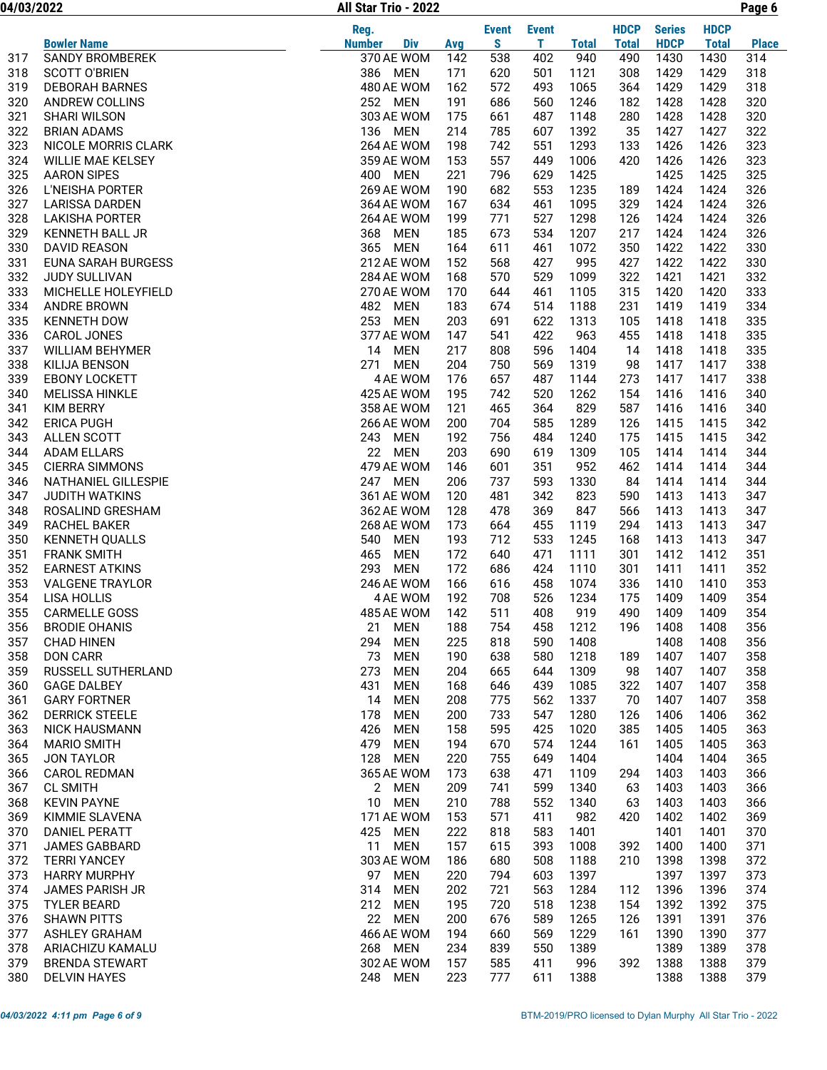| | Bowler Name | Reg. Number | Div | Avg | Event S | Event T | Total | HDCP Total | Series HDCP | HDCP Total | Place |
|---|---|---|---|---|---|---|---|---|---|---|---|
| 317 | SANDY BROMBEREK | 370 | AE WOM | 142 | 538 | 402 | 940 | 490 | 1430 | 1430 | 314 |
| 318 | SCOTT O'BRIEN | 386 | MEN | 171 | 620 | 501 | 1121 | 308 | 1429 | 1429 | 318 |
| 319 | DEBORAH BARNES | 480 | AE WOM | 162 | 572 | 493 | 1065 | 364 | 1429 | 1429 | 318 |
| 320 | ANDREW COLLINS | 252 | MEN | 191 | 686 | 560 | 1246 | 182 | 1428 | 1428 | 320 |
| 321 | SHARI WILSON | 303 | AE WOM | 175 | 661 | 487 | 1148 | 280 | 1428 | 1428 | 320 |
| 322 | BRIAN ADAMS | 136 | MEN | 214 | 785 | 607 | 1392 | 35 | 1427 | 1427 | 322 |
| 323 | NICOLE MORRIS CLARK | 264 | AE WOM | 198 | 742 | 551 | 1293 | 133 | 1426 | 1426 | 323 |
| 324 | WILLIE MAE KELSEY | 359 | AE WOM | 153 | 557 | 449 | 1006 | 420 | 1426 | 1426 | 323 |
| 325 | AARON SIPES | 400 | MEN | 221 | 796 | 629 | 1425 | | 1425 | 1425 | 325 |
| 326 | L'NEISHA PORTER | 269 | AE WOM | 190 | 682 | 553 | 1235 | 189 | 1424 | 1424 | 326 |
| 327 | LARISSA DARDEN | 364 | AE WOM | 167 | 634 | 461 | 1095 | 329 | 1424 | 1424 | 326 |
| 328 | LAKISHA PORTER | 264 | AE WOM | 199 | 771 | 527 | 1298 | 126 | 1424 | 1424 | 326 |
| 329 | KENNETH BALL JR | 368 | MEN | 185 | 673 | 534 | 1207 | 217 | 1424 | 1424 | 326 |
| 330 | DAVID REASON | 365 | MEN | 164 | 611 | 461 | 1072 | 350 | 1422 | 1422 | 330 |
| 331 | EUNA SARAH BURGESS | 212 | AE WOM | 152 | 568 | 427 | 995 | 427 | 1422 | 1422 | 330 |
| 332 | JUDY SULLIVAN | 284 | AE WOM | 168 | 570 | 529 | 1099 | 322 | 1421 | 1421 | 332 |
| 333 | MICHELLE HOLEYFIELD | 270 | AE WOM | 170 | 644 | 461 | 1105 | 315 | 1420 | 1420 | 333 |
| 334 | ANDRE BROWN | 482 | MEN | 183 | 674 | 514 | 1188 | 231 | 1419 | 1419 | 334 |
| 335 | KENNETH DOW | 253 | MEN | 203 | 691 | 622 | 1313 | 105 | 1418 | 1418 | 335 |
| 336 | CAROL JONES | 377 | AE WOM | 147 | 541 | 422 | 963 | 455 | 1418 | 1418 | 335 |
| 337 | WILLIAM BEHYMER | 14 | MEN | 217 | 808 | 596 | 1404 | 14 | 1418 | 1418 | 335 |
| 338 | KILIJA BENSON | 271 | MEN | 204 | 750 | 569 | 1319 | 98 | 1417 | 1417 | 338 |
| 339 | EBONY LOCKETT | 4 | AE WOM | 176 | 657 | 487 | 1144 | 273 | 1417 | 1417 | 338 |
| 340 | MELISSA HINKLE | 425 | AE WOM | 195 | 742 | 520 | 1262 | 154 | 1416 | 1416 | 340 |
| 341 | KIM BERRY | 358 | AE WOM | 121 | 465 | 364 | 829 | 587 | 1416 | 1416 | 340 |
| 342 | ERICA PUGH | 266 | AE WOM | 200 | 704 | 585 | 1289 | 126 | 1415 | 1415 | 342 |
| 343 | ALLEN SCOTT | 243 | MEN | 192 | 756 | 484 | 1240 | 175 | 1415 | 1415 | 342 |
| 344 | ADAM ELLARS | 22 | MEN | 203 | 690 | 619 | 1309 | 105 | 1414 | 1414 | 344 |
| 345 | CIERRA SIMMONS | 479 | AE WOM | 146 | 601 | 351 | 952 | 462 | 1414 | 1414 | 344 |
| 346 | NATHANIEL GILLESPIE | 247 | MEN | 206 | 737 | 593 | 1330 | 84 | 1414 | 1414 | 344 |
| 347 | JUDITH WATKINS | 361 | AE WOM | 120 | 481 | 342 | 823 | 590 | 1413 | 1413 | 347 |
| 348 | ROSALIND GRESHAM | 362 | AE WOM | 128 | 478 | 369 | 847 | 566 | 1413 | 1413 | 347 |
| 349 | RACHEL BAKER | 268 | AE WOM | 173 | 664 | 455 | 1119 | 294 | 1413 | 1413 | 347 |
| 350 | KENNETH QUALLS | 540 | MEN | 193 | 712 | 533 | 1245 | 168 | 1413 | 1413 | 347 |
| 351 | FRANK SMITH | 465 | MEN | 172 | 640 | 471 | 1111 | 301 | 1412 | 1412 | 351 |
| 352 | EARNEST ATKINS | 293 | MEN | 172 | 686 | 424 | 1110 | 301 | 1411 | 1411 | 352 |
| 353 | VALGENE TRAYLOR | 246 | AE WOM | 166 | 616 | 458 | 1074 | 336 | 1410 | 1410 | 353 |
| 354 | LISA HOLLIS | 4 | AE WOM | 192 | 708 | 526 | 1234 | 175 | 1409 | 1409 | 354 |
| 355 | CARMELLE GOSS | 485 | AE WOM | 142 | 511 | 408 | 919 | 490 | 1409 | 1409 | 354 |
| 356 | BRODIE OHANIS | 21 | MEN | 188 | 754 | 458 | 1212 | 196 | 1408 | 1408 | 356 |
| 357 | CHAD HINEN | 294 | MEN | 225 | 818 | 590 | 1408 | | 1408 | 1408 | 356 |
| 358 | DON CARR | 73 | MEN | 190 | 638 | 580 | 1218 | 189 | 1407 | 1407 | 358 |
| 359 | RUSSELL SUTHERLAND | 273 | MEN | 204 | 665 | 644 | 1309 | 98 | 1407 | 1407 | 358 |
| 360 | GAGE DALBEY | 431 | MEN | 168 | 646 | 439 | 1085 | 322 | 1407 | 1407 | 358 |
| 361 | GARY FORTNER | 14 | MEN | 208 | 775 | 562 | 1337 | 70 | 1407 | 1407 | 358 |
| 362 | DERRICK STEELE | 178 | MEN | 200 | 733 | 547 | 1280 | 126 | 1406 | 1406 | 362 |
| 363 | NICK HAUSMANN | 426 | MEN | 158 | 595 | 425 | 1020 | 385 | 1405 | 1405 | 363 |
| 364 | MARIO SMITH | 479 | MEN | 194 | 670 | 574 | 1244 | 161 | 1405 | 1405 | 363 |
| 365 | JON TAYLOR | 128 | MEN | 220 | 755 | 649 | 1404 | | 1404 | 1404 | 365 |
| 366 | CAROL REDMAN | 365 | AE WOM | 173 | 638 | 471 | 1109 | 294 | 1403 | 1403 | 366 |
| 367 | CL SMITH | 2 | MEN | 209 | 741 | 599 | 1340 | 63 | 1403 | 1403 | 366 |
| 368 | KEVIN PAYNE | 10 | MEN | 210 | 788 | 552 | 1340 | 63 | 1403 | 1403 | 366 |
| 369 | KIMMIE SLAVENA | 171 | AE WOM | 153 | 571 | 411 | 982 | 420 | 1402 | 1402 | 369 |
| 370 | DANIEL PERATT | 425 | MEN | 222 | 818 | 583 | 1401 | | 1401 | 1401 | 370 |
| 371 | JAMES GABBARD | 11 | MEN | 157 | 615 | 393 | 1008 | 392 | 1400 | 1400 | 371 |
| 372 | TERRI YANCEY | 303 | AE WOM | 186 | 680 | 508 | 1188 | 210 | 1398 | 1398 | 372 |
| 373 | HARRY MURPHY | 97 | MEN | 220 | 794 | 603 | 1397 | | 1397 | 1397 | 373 |
| 374 | JAMES PARISH JR | 314 | MEN | 202 | 721 | 563 | 1284 | 112 | 1396 | 1396 | 374 |
| 375 | TYLER BEARD | 212 | MEN | 195 | 720 | 518 | 1238 | 154 | 1392 | 1392 | 375 |
| 376 | SHAWN PITTS | 22 | MEN | 200 | 676 | 589 | 1265 | 126 | 1391 | 1391 | 376 |
| 377 | ASHLEY GRAHAM | 466 | AE WOM | 194 | 660 | 569 | 1229 | 161 | 1390 | 1390 | 377 |
| 378 | ARIACHIZU KAMALU | 268 | MEN | 234 | 839 | 550 | 1389 | | 1389 | 1389 | 378 |
| 379 | BRENDA STEWART | 302 | AE WOM | 157 | 585 | 411 | 996 | 392 | 1388 | 1388 | 379 |
| 380 | DELVIN HAYES | 248 | MEN | 223 | 777 | 611 | 1388 | | 1388 | 1388 | 379 |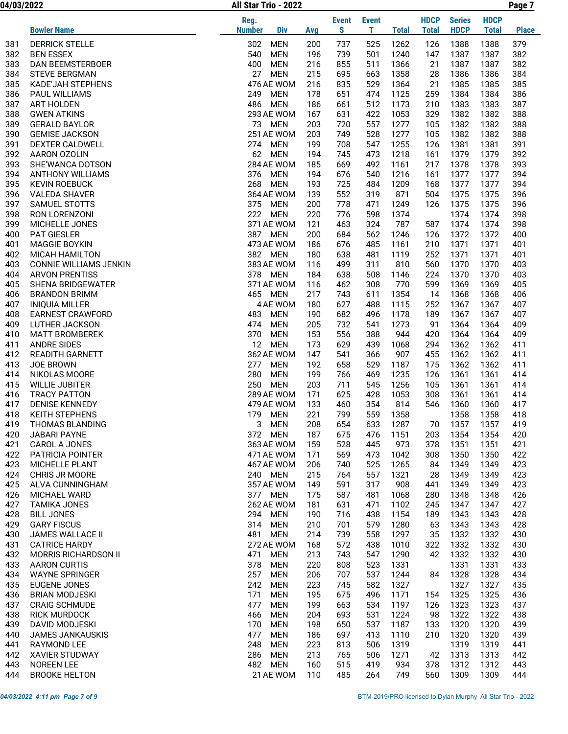| | Bowler Name | Reg. Number | Div | Avg | Event S | Event T | Total | HDCP Total | Series HDCP | HDCP Total | Place |
|---|---|---|---|---|---|---|---|---|---|---|---|
| 381 | DERRICK STELLE | 302 | MEN | 200 | 737 | 525 | 1262 | 126 | 1388 | 1388 | 379 |
| 382 | BEN ESSEX | 540 | MEN | 196 | 739 | 501 | 1240 | 147 | 1387 | 1387 | 382 |
| 383 | DAN BEEMSTERBOER | 400 | MEN | 216 | 855 | 511 | 1366 | 21 | 1387 | 1387 | 382 |
| 384 | STEVE BERGMAN | 27 | MEN | 215 | 695 | 663 | 1358 | 28 | 1386 | 1386 | 384 |
| 385 | KADE'JAH STEPHENS | 476 | AE WOM | 216 | 835 | 529 | 1364 | 21 | 1385 | 1385 | 385 |
| 386 | PAUL WILLIAMS | 249 | MEN | 178 | 651 | 474 | 1125 | 259 | 1384 | 1384 | 386 |
| 387 | ART HOLDEN | 486 | MEN | 186 | 661 | 512 | 1173 | 210 | 1383 | 1383 | 387 |
| 388 | GWEN ATKINS | 293 | AE WOM | 167 | 631 | 422 | 1053 | 329 | 1382 | 1382 | 388 |
| 389 | GERALD BAYLOR | 73 | MEN | 203 | 720 | 557 | 1277 | 105 | 1382 | 1382 | 388 |
| 390 | GEMISE JACKSON | 251 | AE WOM | 203 | 749 | 528 | 1277 | 105 | 1382 | 1382 | 388 |
| 391 | DEXTER CALDWELL | 274 | MEN | 199 | 708 | 547 | 1255 | 126 | 1381 | 1381 | 391 |
| 392 | AARON OZOLIN | 62 | MEN | 194 | 745 | 473 | 1218 | 161 | 1379 | 1379 | 392 |
| 393 | SHE'WANCA DOTSON | 284 | AE WOM | 185 | 669 | 492 | 1161 | 217 | 1378 | 1378 | 393 |
| 394 | ANTHONY WILLIAMS | 376 | MEN | 194 | 676 | 540 | 1216 | 161 | 1377 | 1377 | 394 |
| 395 | KEVIN ROEBUCK | 268 | MEN | 193 | 725 | 484 | 1209 | 168 | 1377 | 1377 | 394 |
| 396 | VALEDA SHAVER | 364 | AE WOM | 139 | 552 | 319 | 871 | 504 | 1375 | 1375 | 396 |
| 397 | SAMUEL STOTTS | 375 | MEN | 200 | 778 | 471 | 1249 | 126 | 1375 | 1375 | 396 |
| 398 | RON LORENZONI | 222 | MEN | 220 | 776 | 598 | 1374 | | 1374 | 1374 | 398 |
| 399 | MICHELLE JONES | 371 | AE WOM | 121 | 463 | 324 | 787 | 587 | 1374 | 1374 | 398 |
| 400 | PAT GIESLER | 387 | MEN | 200 | 684 | 562 | 1246 | 126 | 1372 | 1372 | 400 |
| 401 | MAGGIE BOYKIN | 473 | AE WOM | 186 | 676 | 485 | 1161 | 210 | 1371 | 1371 | 401 |
| 402 | MICAH HAMILTON | 382 | MEN | 180 | 638 | 481 | 1119 | 252 | 1371 | 1371 | 401 |
| 403 | CONNIE WILLIAMS JENKIN | 383 | AE WOM | 116 | 499 | 311 | 810 | 560 | 1370 | 1370 | 403 |
| 404 | ARVON PRENTISS | 378 | MEN | 184 | 638 | 508 | 1146 | 224 | 1370 | 1370 | 403 |
| 405 | SHENA BRIDGEWATER | 371 | AE WOM | 116 | 462 | 308 | 770 | 599 | 1369 | 1369 | 405 |
| 406 | BRANDON BRIMM | 465 | MEN | 217 | 743 | 611 | 1354 | 14 | 1368 | 1368 | 406 |
| 407 | INIQUIA MILLER | 4 | AE WOM | 180 | 627 | 488 | 1115 | 252 | 1367 | 1367 | 407 |
| 408 | EARNEST CRAWFORD | 483 | MEN | 190 | 682 | 496 | 1178 | 189 | 1367 | 1367 | 407 |
| 409 | LUTHER JACKSON | 474 | MEN | 205 | 732 | 541 | 1273 | 91 | 1364 | 1364 | 409 |
| 410 | MATT BROMBEREK | 370 | MEN | 153 | 556 | 388 | 944 | 420 | 1364 | 1364 | 409 |
| 411 | ANDRE SIDES | 12 | MEN | 173 | 629 | 439 | 1068 | 294 | 1362 | 1362 | 411 |
| 412 | READITH GARNETT | 362 | AE WOM | 147 | 541 | 366 | 907 | 455 | 1362 | 1362 | 411 |
| 413 | JOE BROWN | 277 | MEN | 192 | 658 | 529 | 1187 | 175 | 1362 | 1362 | 411 |
| 414 | NIKOLAS MOORE | 280 | MEN | 199 | 766 | 469 | 1235 | 126 | 1361 | 1361 | 414 |
| 415 | WILLIE JUBITER | 250 | MEN | 203 | 711 | 545 | 1256 | 105 | 1361 | 1361 | 414 |
| 416 | TRACY PATTON | 289 | AE WOM | 171 | 625 | 428 | 1053 | 308 | 1361 | 1361 | 414 |
| 417 | DENISE KENNEDY | 479 | AE WOM | 133 | 460 | 354 | 814 | 546 | 1360 | 1360 | 417 |
| 418 | KEITH STEPHENS | 179 | MEN | 221 | 799 | 559 | 1358 | | 1358 | 1358 | 418 |
| 419 | THOMAS BLANDING | 3 | MEN | 208 | 654 | 633 | 1287 | 70 | 1357 | 1357 | 419 |
| 420 | JABARI PAYNE | 372 | MEN | 187 | 675 | 476 | 1151 | 203 | 1354 | 1354 | 420 |
| 421 | CAROL A JONES | 363 | AE WOM | 159 | 528 | 445 | 973 | 378 | 1351 | 1351 | 421 |
| 422 | PATRICIA POINTER | 471 | AE WOM | 171 | 569 | 473 | 1042 | 308 | 1350 | 1350 | 422 |
| 423 | MICHELLE PLANT | 467 | AE WOM | 206 | 740 | 525 | 1265 | 84 | 1349 | 1349 | 423 |
| 424 | CHRIS JR MOORE | 240 | MEN | 215 | 764 | 557 | 1321 | 28 | 1349 | 1349 | 423 |
| 425 | ALVA CUNNINGHAM | 357 | AE WOM | 149 | 591 | 317 | 908 | 441 | 1349 | 1349 | 423 |
| 426 | MICHAEL WARD | 377 | MEN | 175 | 587 | 481 | 1068 | 280 | 1348 | 1348 | 426 |
| 427 | TAMIKA JONES | 262 | AE WOM | 181 | 631 | 471 | 1102 | 245 | 1347 | 1347 | 427 |
| 428 | BILL JONES | 294 | MEN | 190 | 716 | 438 | 1154 | 189 | 1343 | 1343 | 428 |
| 429 | GARY FISCUS | 314 | MEN | 210 | 701 | 579 | 1280 | 63 | 1343 | 1343 | 428 |
| 430 | JAMES WALLACE II | 481 | MEN | 214 | 739 | 558 | 1297 | 35 | 1332 | 1332 | 430 |
| 431 | CATRICE HARDY | 272 | AE WOM | 168 | 572 | 438 | 1010 | 322 | 1332 | 1332 | 430 |
| 432 | MORRIS RICHARDSON II | 471 | MEN | 213 | 743 | 547 | 1290 | 42 | 1332 | 1332 | 430 |
| 433 | AARON CURTIS | 378 | MEN | 220 | 808 | 523 | 1331 | | 1331 | 1331 | 433 |
| 434 | WAYNE SPRINGER | 257 | MEN | 206 | 707 | 537 | 1244 | 84 | 1328 | 1328 | 434 |
| 435 | EUGENE JONES | 242 | MEN | 223 | 745 | 582 | 1327 | | 1327 | 1327 | 435 |
| 436 | BRIAN MODJESKI | 171 | MEN | 195 | 675 | 496 | 1171 | 154 | 1325 | 1325 | 436 |
| 437 | CRAIG SCHMUDE | 477 | MEN | 199 | 663 | 534 | 1197 | 126 | 1323 | 1323 | 437 |
| 438 | RICK MURDOCK | 466 | MEN | 204 | 693 | 531 | 1224 | 98 | 1322 | 1322 | 438 |
| 439 | DAVID MODJESKI | 170 | MEN | 198 | 650 | 537 | 1187 | 133 | 1320 | 1320 | 439 |
| 440 | JAMES JANKAUSKIS | 477 | MEN | 186 | 697 | 413 | 1110 | 210 | 1320 | 1320 | 439 |
| 441 | RAYMOND LEE | 248 | MEN | 223 | 813 | 506 | 1319 | | 1319 | 1319 | 441 |
| 442 | XAVIER STUDWAY | 286 | MEN | 213 | 765 | 506 | 1271 | 42 | 1313 | 1313 | 442 |
| 443 | NOREEN LEE | 482 | MEN | 160 | 515 | 419 | 934 | 378 | 1312 | 1312 | 443 |
| 444 | BROOKE HELTON | 21 | AE WOM | 110 | 485 | 264 | 749 | 560 | 1309 | 1309 | 444 |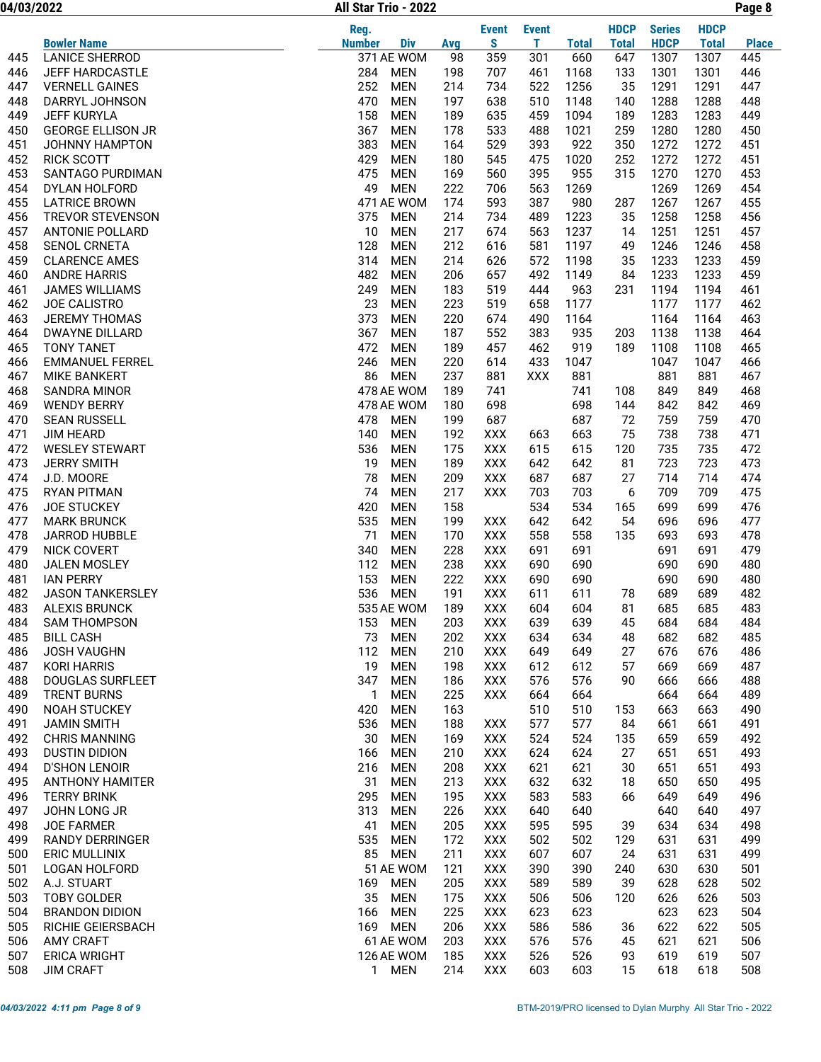| | Bowler Name | Reg. Number | Div | Avg | Event S | Event T | Total | HDCP Total | Series HDCP | HDCP Total | Place |
|---|---|---|---|---|---|---|---|---|---|---|---|
| 445 | LANICE SHERROD | 371 | AE WOM | 98 | 359 | 301 | 660 | 647 | 1307 | 1307 | 445 |
| 446 | JEFF HARDCASTLE | 284 | MEN | 198 | 707 | 461 | 1168 | 133 | 1301 | 1301 | 446 |
| 447 | VERNELL GAINES | 252 | MEN | 214 | 734 | 522 | 1256 | 35 | 1291 | 1291 | 447 |
| 448 | DARRYL JOHNSON | 470 | MEN | 197 | 638 | 510 | 1148 | 140 | 1288 | 1288 | 448 |
| 449 | JEFF KURYLA | 158 | MEN | 189 | 635 | 459 | 1094 | 189 | 1283 | 1283 | 449 |
| 450 | GEORGE ELLISON JR | 367 | MEN | 178 | 533 | 488 | 1021 | 259 | 1280 | 1280 | 450 |
| 451 | JOHNNY HAMPTON | 383 | MEN | 164 | 529 | 393 | 922 | 350 | 1272 | 1272 | 451 |
| 452 | RICK SCOTT | 429 | MEN | 180 | 545 | 475 | 1020 | 252 | 1272 | 1272 | 451 |
| 453 | SANTAGO PURDIMAN | 475 | MEN | 169 | 560 | 395 | 955 | 315 | 1270 | 1270 | 453 |
| 454 | DYLAN HOLFORD | 49 | MEN | 222 | 706 | 563 | 1269 | | 1269 | 1269 | 454 |
| 455 | LATRICE BROWN | 471 | AE WOM | 174 | 593 | 387 | 980 | 287 | 1267 | 1267 | 455 |
| 456 | TREVOR STEVENSON | 375 | MEN | 214 | 734 | 489 | 1223 | 35 | 1258 | 1258 | 456 |
| 457 | ANTONIE POLLARD | 10 | MEN | 217 | 674 | 563 | 1237 | 14 | 1251 | 1251 | 457 |
| 458 | SENOL CRNETA | 128 | MEN | 212 | 616 | 581 | 1197 | 49 | 1246 | 1246 | 458 |
| 459 | CLARENCE AMES | 314 | MEN | 214 | 626 | 572 | 1198 | 35 | 1233 | 1233 | 459 |
| 460 | ANDRE HARRIS | 482 | MEN | 206 | 657 | 492 | 1149 | 84 | 1233 | 1233 | 459 |
| 461 | JAMES WILLIAMS | 249 | MEN | 183 | 519 | 444 | 963 | 231 | 1194 | 1194 | 461 |
| 462 | JOE CALISTRO | 23 | MEN | 223 | 519 | 658 | 1177 | | 1177 | 1177 | 462 |
| 463 | JEREMY THOMAS | 373 | MEN | 220 | 674 | 490 | 1164 | | 1164 | 1164 | 463 |
| 464 | DWAYNE DILLARD | 367 | MEN | 187 | 552 | 383 | 935 | 203 | 1138 | 1138 | 464 |
| 465 | TONY TANET | 472 | MEN | 189 | 457 | 462 | 919 | 189 | 1108 | 1108 | 465 |
| 466 | EMMANUEL FERREL | 246 | MEN | 220 | 614 | 433 | 1047 | | 1047 | 1047 | 466 |
| 467 | MIKE BANKERT | 86 | MEN | 237 | 881 | XXX | 881 | | 881 | 881 | 467 |
| 468 | SANDRA MINOR | 478 | AE WOM | 189 | 741 | | 741 | 108 | 849 | 849 | 468 |
| 469 | WENDY BERRY | 478 | AE WOM | 180 | 698 | | 698 | 144 | 842 | 842 | 469 |
| 470 | SEAN RUSSELL | 478 | MEN | 199 | 687 | | 687 | 72 | 759 | 759 | 470 |
| 471 | JIM HEARD | 140 | MEN | 192 | XXX | 663 | 663 | 75 | 738 | 738 | 471 |
| 472 | WESLEY STEWART | 536 | MEN | 175 | XXX | 615 | 615 | 120 | 735 | 735 | 472 |
| 473 | JERRY SMITH | 19 | MEN | 189 | XXX | 642 | 642 | 81 | 723 | 723 | 473 |
| 474 | J.D. MOORE | 78 | MEN | 209 | XXX | 687 | 687 | 27 | 714 | 714 | 474 |
| 475 | RYAN PITMAN | 74 | MEN | 217 | XXX | 703 | 703 | 6 | 709 | 709 | 475 |
| 476 | JOE STUCKEY | 420 | MEN | 158 | | 534 | 534 | 165 | 699 | 699 | 476 |
| 477 | MARK BRUNCK | 535 | MEN | 199 | XXX | 642 | 642 | 54 | 696 | 696 | 477 |
| 478 | JARROD HUBBLE | 71 | MEN | 170 | XXX | 558 | 558 | 135 | 693 | 693 | 478 |
| 479 | NICK COVERT | 340 | MEN | 228 | XXX | 691 | 691 | | 691 | 691 | 479 |
| 480 | JALEN MOSLEY | 112 | MEN | 238 | XXX | 690 | 690 | | 690 | 690 | 480 |
| 481 | IAN PERRY | 153 | MEN | 222 | XXX | 690 | 690 | | 690 | 690 | 480 |
| 482 | JASON TANKERSLEY | 536 | MEN | 191 | XXX | 611 | 611 | 78 | 689 | 689 | 482 |
| 483 | ALEXIS BRUNCK | 535 | AE WOM | 189 | XXX | 604 | 604 | 81 | 685 | 685 | 483 |
| 484 | SAM THOMPSON | 153 | MEN | 203 | XXX | 639 | 639 | 45 | 684 | 684 | 484 |
| 485 | BILL CASH | 73 | MEN | 202 | XXX | 634 | 634 | 48 | 682 | 682 | 485 |
| 486 | JOSH VAUGHN | 112 | MEN | 210 | XXX | 649 | 649 | 27 | 676 | 676 | 486 |
| 487 | KORI HARRIS | 19 | MEN | 198 | XXX | 612 | 612 | 57 | 669 | 669 | 487 |
| 488 | DOUGLAS SURFLEET | 347 | MEN | 186 | XXX | 576 | 576 | 90 | 666 | 666 | 488 |
| 489 | TRENT BURNS | 1 | MEN | 225 | XXX | 664 | 664 | | 664 | 664 | 489 |
| 490 | NOAH STUCKEY | 420 | MEN | 163 | | 510 | 510 | 153 | 663 | 663 | 490 |
| 491 | JAMIN SMITH | 536 | MEN | 188 | XXX | 577 | 577 | 84 | 661 | 661 | 491 |
| 492 | CHRIS MANNING | 30 | MEN | 169 | XXX | 524 | 524 | 135 | 659 | 659 | 492 |
| 493 | DUSTIN DIDION | 166 | MEN | 210 | XXX | 624 | 624 | 27 | 651 | 651 | 493 |
| 494 | D'SHON LENOIR | 216 | MEN | 208 | XXX | 621 | 621 | 30 | 651 | 651 | 493 |
| 495 | ANTHONY HAMITER | 31 | MEN | 213 | XXX | 632 | 632 | 18 | 650 | 650 | 495 |
| 496 | TERRY BRINK | 295 | MEN | 195 | XXX | 583 | 583 | 66 | 649 | 649 | 496 |
| 497 | JOHN LONG JR | 313 | MEN | 226 | XXX | 640 | 640 | | 640 | 640 | 497 |
| 498 | JOE FARMER | 41 | MEN | 205 | XXX | 595 | 595 | 39 | 634 | 634 | 498 |
| 499 | RANDY DERRINGER | 535 | MEN | 172 | XXX | 502 | 502 | 129 | 631 | 631 | 499 |
| 500 | ERIC MULLINIX | 85 | MEN | 211 | XXX | 607 | 607 | 24 | 631 | 631 | 499 |
| 501 | LOGAN HOLFORD | 51 | AE WOM | 121 | XXX | 390 | 390 | 240 | 630 | 630 | 501 |
| 502 | A.J. STUART | 169 | MEN | 205 | XXX | 589 | 589 | 39 | 628 | 628 | 502 |
| 503 | TOBY GOLDER | 35 | MEN | 175 | XXX | 506 | 506 | 120 | 626 | 626 | 503 |
| 504 | BRANDON DIDION | 166 | MEN | 225 | XXX | 623 | 623 | | 623 | 623 | 504 |
| 505 | RICHIE GEIERSBACH | 169 | MEN | 206 | XXX | 586 | 586 | 36 | 622 | 622 | 505 |
| 506 | AMY CRAFT | 61 | AE WOM | 203 | XXX | 576 | 576 | 45 | 621 | 621 | 506 |
| 507 | ERICA WRIGHT | 126 | AE WOM | 185 | XXX | 526 | 526 | 93 | 619 | 619 | 507 |
| 508 | JIM CRAFT | 1 | MEN | 214 | XXX | 603 | 603 | 15 | 618 | 618 | 508 |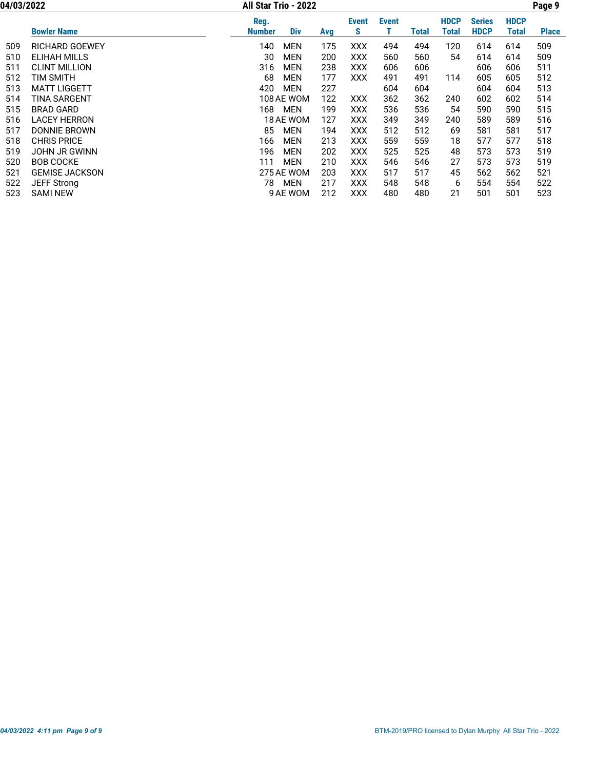| | Bowler Name | Reg. Number | Div | Avg | Event S | Event T | Total | HDCP Total | Series HDCP | HDCP Total | Place |
|---|---|---|---|---|---|---|---|---|---|---|---|
| 509 | RICHARD GOEWEY | 140 | MEN | 175 | XXX | 494 | 494 | 120 | 614 | 614 | 509 |
| 510 | ELIHAH MILLS | 30 | MEN | 200 | XXX | 560 | 560 | 54 | 614 | 614 | 509 |
| 511 | CLINT MILLION | 316 | MEN | 238 | XXX | 606 | 606 | | 606 | 606 | 511 |
| 512 | TIM SMITH | 68 | MEN | 177 | XXX | 491 | 491 | 114 | 605 | 605 | 512 |
| 513 | MATT LIGGETT | 420 | MEN | 227 | | 604 | 604 | | 604 | 604 | 513 |
| 514 | TINA SARGENT | 108 | AE WOM | 122 | XXX | 362 | 362 | 240 | 602 | 602 | 514 |
| 515 | BRAD GARD | 168 | MEN | 199 | XXX | 536 | 536 | 54 | 590 | 590 | 515 |
| 516 | LACEY HERRON | 18 | AE WOM | 127 | XXX | 349 | 349 | 240 | 589 | 589 | 516 |
| 517 | DONNIE BROWN | 85 | MEN | 194 | XXX | 512 | 512 | 69 | 581 | 581 | 517 |
| 518 | CHRIS PRICE | 166 | MEN | 213 | XXX | 559 | 559 | 18 | 577 | 577 | 518 |
| 519 | JOHN JR GWINN | 196 | MEN | 202 | XXX | 525 | 525 | 48 | 573 | 573 | 519 |
| 520 | BOB COCKE | 111 | MEN | 210 | XXX | 546 | 546 | 27 | 573 | 573 | 519 |
| 521 | GEMISE JACKSON | 275 | AE WOM | 203 | XXX | 517 | 517 | 45 | 562 | 562 | 521 |
| 522 | JEFF Strong | 78 | MEN | 217 | XXX | 548 | 548 | 6 | 554 | 554 | 522 |
| 523 | SAMI NEW | 9 | AE WOM | 212 | XXX | 480 | 480 | 21 | 501 | 501 | 523 |